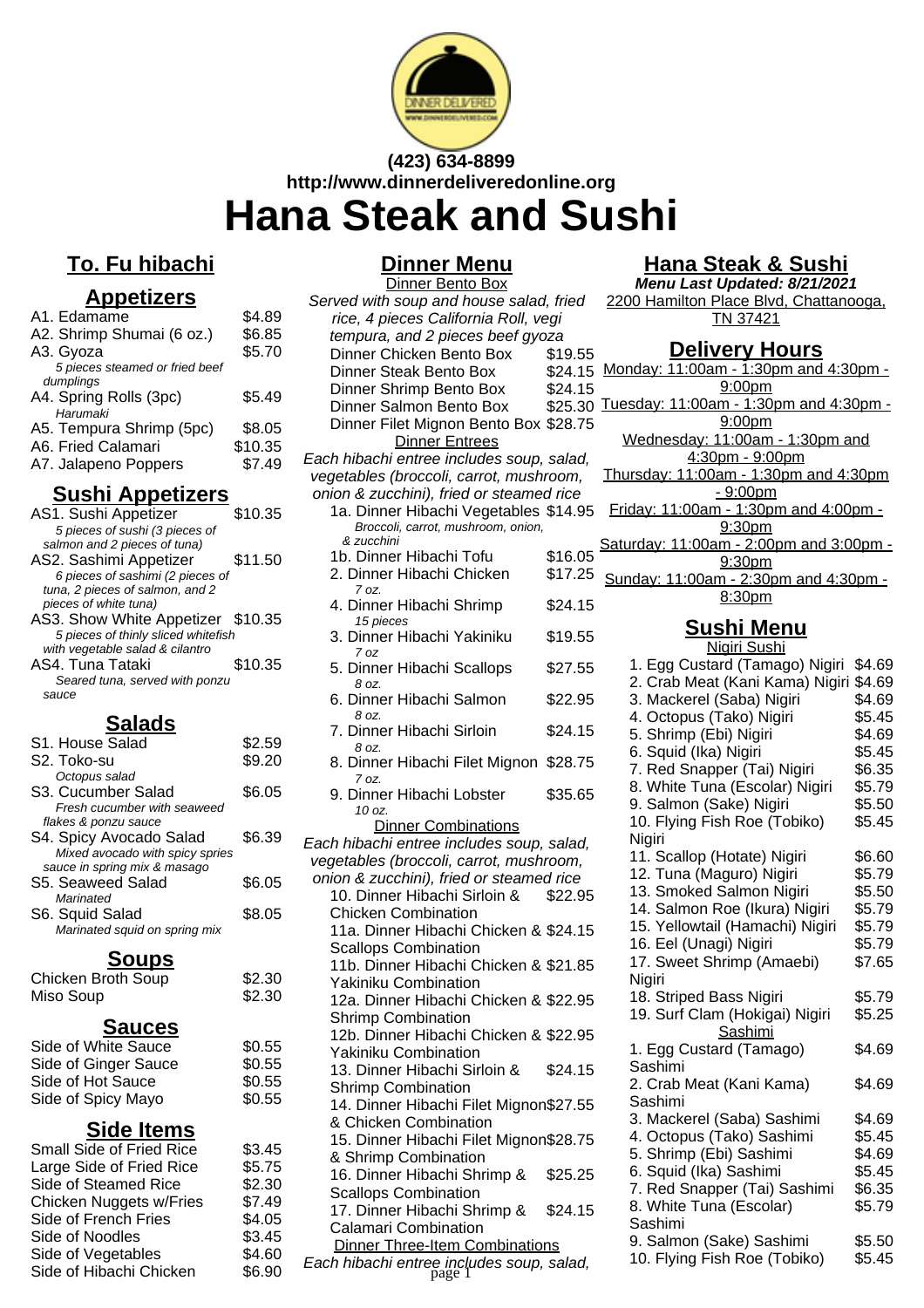(423) 634-8899
http://www.dinnerdeliveredonline.org

# Hana Steak and Sushi

## To. Fu hibachi

### Appetizers

| Item | Price |
|---|---|
| A1. Edamame | $4.89 |
| A2. Shrimp Shumai (6 oz.) | $6.85 |
| A3. Gyoza<br>*5 pieces steamed or fried beef dumplings* | $5.70 |
| A4. Spring Rolls (3pc)<br>*Harumaki* | $5.49 |
| A5. Tempura Shrimp (5pc) | $8.05 |
| A6. Fried Calamari | $10.35 |
| A7. Jalapeno Poppers | $7.49 |

### Sushi Appetizers

| Item | Price |
|---|---|
| AS1. Sushi Appetizer<br>*5 pieces of sushi (3 pieces of salmon and 2 pieces of tuna)* | $10.35 |
| AS2. Sashimi Appetizer<br>*6 pieces of sashimi (2 pieces of tuna, 2 pieces of salmon, and 2 pieces of white tuna)* | $11.50 |
| AS3. Show White Appetizer<br>*5 pieces of thinly sliced whitefish with vegetable salad & cilantro* | $10.35 |
| AS4. Tuna Tataki<br>*Seared tuna, served with ponzu sauce* | $10.35 |

### Salads

| Item | Price |
|---|---|
| S1. House Salad | $2.59 |
| S2. Toko-su<br>*Octopus salad* | $9.20 |
| S3. Cucumber Salad<br>*Fresh cucumber with seaweed flakes & ponzu sauce* | $6.05 |
| S4. Spicy Avocado Salad<br>*Mixed avocado with spicy sries sauce in spring mix & masago* | $6.39 |
| S5. Seaweed Salad<br>*Marinated* | $6.05 |
| S6. Squid Salad<br>*Marinated squid on spring mix* | $8.05 |

### Soups

| Item | Price |
|---|---|
| Chicken Broth Soup | $2.30 |
| Miso Soup | $2.30 |

### Sauces

| Item | Price |
|---|---|
| Side of White Sauce | $0.55 |
| Side of Ginger Sauce | $0.55 |
| Side of Hot Sauce | $0.55 |
| Side of Spicy Mayo | $0.55 |

### Side Items

| Item | Price |
|---|---|
| Small Side of Fried Rice | $3.45 |
| Large Side of Fried Rice | $5.75 |
| Side of Steamed Rice | $2.30 |
| Chicken Nuggets w/Fries | $7.49 |
| Side of French Fries | $4.05 |
| Side of Noodles | $3.45 |
| Side of Vegetables | $4.60 |
| Side of Hibachi Chicken | $6.90 |

## Dinner Menu

### Dinner Bento Box

*Served with soup and house salad, fried rice, 4 pieces California Roll, vegi tempura, and 2 pieces beef gyoza*

| Item | Price |
|---|---|
| Dinner Chicken Bento Box | $19.55 |
| Dinner Steak Bento Box | $24.15 |
| Dinner Shrimp Bento Box | $24.15 |
| Dinner Salmon Bento Box | $25.30 |
| Dinner Filet Mignon Bento Box | $28.75 |

### Dinner Entrees

*Each hibachi entree includes soup, salad, vegetables (broccoli, carrot, mushroom, onion & zucchini), fried or steamed rice*

| Item | Price |
|---|---|
| 1a. Dinner Hibachi Vegetables<br>*Broccoli, carrot, mushroom, onion, & zucchini* | $14.95 |
| 1b. Dinner Hibachi Tofu | $16.05 |
| 2. Dinner Hibachi Chicken<br>*7 oz.* | $17.25 |
| 4. Dinner Hibachi Shrimp<br>*15 pieces* | $24.15 |
| 3. Dinner Hibachi Yakiniku<br>*7 oz* | $19.55 |
| 5. Dinner Hibachi Scallops<br>*8 oz.* | $27.55 |
| 6. Dinner Hibachi Salmon<br>*8 oz.* | $22.95 |
| 7. Dinner Hibachi Sirloin<br>*8 oz.* | $24.15 |
| 8. Dinner Hibachi Filet Mignon<br>*7 oz.* | $28.75 |
| 9. Dinner Hibachi Lobster<br>*10 oz.* | $35.65 |

### Dinner Combinations

*Each hibachi entree includes soup, salad, vegetables (broccoli, carrot, mushroom, onion & zucchini), fried or steamed rice*

| Item | Price |
|---|---|
| 10. Dinner Hibachi Sirloin & Chicken Combination | $22.95 |
| 11a. Dinner Hibachi Chicken & Scallops Combination | $24.15 |
| 11b. Dinner Hibachi Chicken & Yakiniku Combination | $21.85 |
| 12a. Dinner Hibachi Chicken & Shrimp Combination | $22.95 |
| 12b. Dinner Hibachi Chicken & Yakiniku Combination | $22.95 |
| 13. Dinner Hibachi Sirloin & Shrimp Combination | $24.15 |
| 14. Dinner Hibachi Filet Mignon & Chicken Combination | $27.55 |
| 15. Dinner Hibachi Filet Mignon & Shrimp Combination | $28.75 |
| 16. Dinner Hibachi Shrimp & Scallops Combination | $25.25 |
| 17. Dinner Hibachi Shrimp & Calamari Combination | $24.15 |

### Dinner Three-Item Combinations

*Each hibachi entree includes soup, salad,*

## Hana Steak & Sushi

***Menu Last Updated: 8/21/2021***

2200 Hamilton Place Blvd, Chattanooga, TN 37421

### Delivery Hours

Monday: 11:00am - 1:30pm and 4:30pm - 9:00pm
Tuesday: 11:00am - 1:30pm and 4:30pm - 9:00pm
Wednesday: 11:00am - 1:30pm and 4:30pm - 9:00pm
Thursday: 11:00am - 1:30pm and 4:30pm - 9:00pm
Friday: 11:00am - 1:30pm and 4:00pm - 9:30pm
Saturday: 11:00am - 2:00pm and 3:00pm - 9:30pm
Sunday: 11:00am - 2:30pm and 4:30pm - 8:30pm

## Sushi Menu

### Nigiri Sushi

| Item | Price |
|---|---|
| 1. Egg Custard (Tamago) Nigiri | $4.69 |
| 2. Crab Meat (Kani Kama) Nigiri | $4.69 |
| 3. Mackerel (Saba) Nigiri | $4.69 |
| 4. Octopus (Tako) Nigiri | $5.45 |
| 5. Shrimp (Ebi) Nigiri | $4.69 |
| 6. Squid (Ika) Nigiri | $5.45 |
| 7. Red Snapper (Tai) Nigiri | $6.35 |
| 8. White Tuna (Escolar) Nigiri | $5.79 |
| 9. Salmon (Sake) Nigiri | $5.50 |
| 10. Flying Fish Roe (Tobiko) Nigiri | $5.45 |
| 11. Scallop (Hotate) Nigiri | $6.60 |
| 12. Tuna (Maguro) Nigiri | $5.79 |
| 13. Smoked Salmon Nigiri | $5.50 |
| 14. Salmon Roe (Ikura) Nigiri | $5.79 |
| 15. Yellowtail (Hamachi) Nigiri | $5.79 |
| 16. Eel (Unagi) Nigiri | $5.79 |
| 17. Sweet Shrimp (Amaebi) Nigiri | $7.65 |
| 18. Striped Bass Nigiri | $5.79 |
| 19. Surf Clam (Hokigai) Nigiri | $5.25 |

### Sashimi

| Item | Price |
|---|---|
| 1. Egg Custard (Tamago) Sashimi | $4.69 |
| 2. Crab Meat (Kani Kama) Sashimi | $4.69 |
| 3. Mackerel (Saba) Sashimi | $4.69 |
| 4. Octopus (Tako) Sashimi | $5.45 |
| 5. Shrimp (Ebi) Sashimi | $4.69 |
| 6. Squid (Ika) Sashimi | $5.45 |
| 7. Red Snapper (Tai) Sashimi | $6.35 |
| 8. White Tuna (Escolar) Sashimi | $5.79 |
| 9. Salmon (Sake) Sashimi | $5.50 |
| 10. Flying Fish Roe (Tobiko) | $5.45 |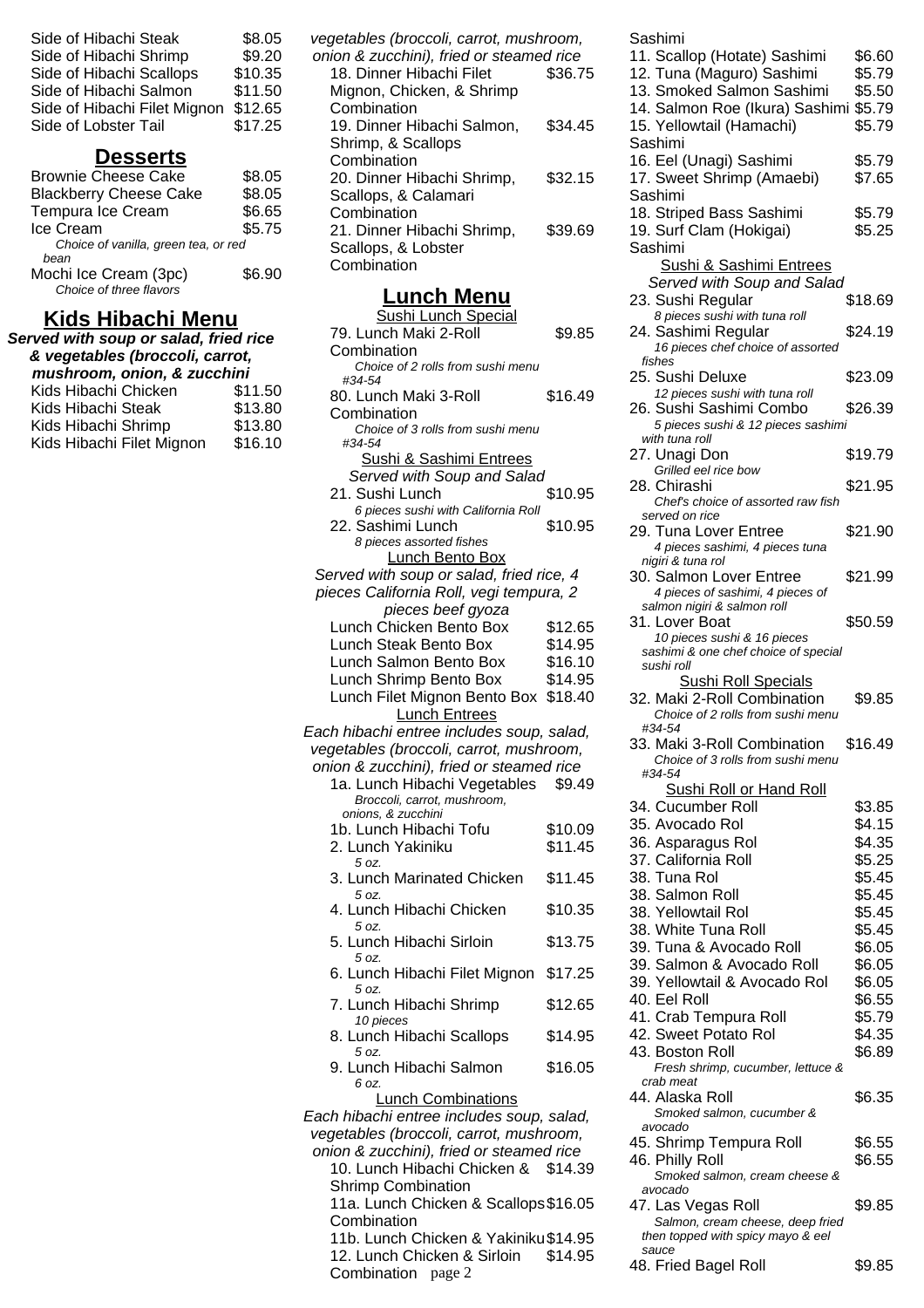Side of Hibachi Steak $8.05
Side of Hibachi Shrimp $9.20
Side of Hibachi Scallops $10.35
Side of Hibachi Salmon $11.50
Side of Hibachi Filet Mignon $12.65
Side of Lobster Tail $17.25

## Desserts

Brownie Cheese Cake $8.05
Blackberry Cheese Cake $8.05
Tempura Ice Cream $6.65
Ice Cream $5.75
*Choice of vanilla, green tea, or red bean*
Mochi Ice Cream (3pc) $6.90
*Choice of three flavors*

## Kids Hibachi Menu

***Served with soup or salad, fried rice & vegetables (broccoli, carrot, mushroom, onion, & zucchini***

Kids Hibachi Chicken $11.50
Kids Hibachi Steak $13.80
Kids Hibachi Shrimp $13.80
Kids Hibachi Filet Mignon $16.10

*vegetables (broccoli, carrot, mushroom, onion & zucchini), fried or steamed rice*

18. Dinner Hibachi Filet Mignon, Chicken, & Shrimp Combination $36.75
19. Dinner Hibachi Salmon, Shrimp, & Scallops Combination $34.45
20. Dinner Hibachi Shrimp, Scallops, & Calamari Combination $32.15
21. Dinner Hibachi Shrimp, Scallops, & Lobster Combination $39.69

## Lunch Menu

Sushi Lunch Special

79. Lunch Maki 2-Roll Combination $9.85
*Choice of 2 rolls from sushi menu #34-54*
80. Lunch Maki 3-Roll Combination $16.49
*Choice of 3 rolls from sushi menu #34-54*

Sushi & Sashimi Entrees

*Served with Soup and Salad*

21. Sushi Lunch $10.95
*6 pieces sushi with California Roll*
22. Sashimi Lunch $10.95
*8 pieces assorted fishes*

Lunch Bento Box

*Served with soup or salad, fried rice, 4 pieces California Roll, vegi tempura, 2 pieces beef gyoza*

Lunch Chicken Bento Box $12.65
Lunch Steak Bento Box $14.95
Lunch Salmon Bento Box $16.10
Lunch Shrimp Bento Box $14.95
Lunch Filet Mignon Bento Box $18.40

Lunch Entrees

*Each hibachi entree includes soup, salad, vegetables (broccoli, carrot, mushroom, onion & zucchini), fried or steamed rice*

1a. Lunch Hibachi Vegetables $9.49
*Broccoli, carrot, mushroom, onions, & zucchini*
1b. Lunch Hibachi Tofu $10.09
2. Lunch Yakiniku $11.45
*5 oz.*
3. Lunch Marinated Chicken $11.45
*5 oz.*
4. Lunch Hibachi Chicken $10.35
*5 oz.*
5. Lunch Hibachi Sirloin $13.75
*5 oz.*
6. Lunch Hibachi Filet Mignon $17.25
*5 oz.*
7. Lunch Hibachi Shrimp $12.65
*10 pieces*
8. Lunch Hibachi Scallops $14.95
*5 oz.*
9. Lunch Hibachi Salmon $16.05
*6 oz.*

Lunch Combinations

*Each hibachi entree includes soup, salad, vegetables (broccoli, carrot, mushroom, onion & zucchini), fried or steamed rice*

10. Lunch Hibachi Chicken & Shrimp Combination $14.39
11a. Lunch Chicken & Scallops Combination $16.05
11b. Lunch Chicken & Yakiniku $14.95
12. Lunch Chicken & Sirloin Combination $14.95

Sashimi

11. Scallop (Hotate) Sashimi $6.60
12. Tuna (Maguro) Sashimi $5.79
13. Smoked Salmon Sashimi $5.50
14. Salmon Roe (Ikura) Sashimi $5.79
15. Yellowtail (Hamachi) Sashimi $5.79
16. Eel (Unagi) Sashimi $5.79
17. Sweet Shrimp (Amaebi) Sashimi $7.65
18. Striped Bass Sashimi $5.79
19. Surf Clam (Hokigai) Sashimi $5.25

Sushi & Sashimi Entrees

*Served with Soup and Salad*

23. Sushi Regular $18.69
*8 pieces sushi with tuna roll*
24. Sashimi Regular $24.19
*16 pieces chef choice of assorted fishes*
25. Sushi Deluxe $23.09
*12 pieces sushi with tuna roll*
26. Sushi Sashimi Combo $26.39
*5 pieces sushi & 12 pieces sashimi with tuna roll*
27. Unagi Don $19.79
*Grilled eel rice bow*
28. Chirashi $21.95
*Chef's choice of assorted raw fish served on rice*
29. Tuna Lover Entree $21.90
*4 pieces sashimi, 4 pieces tuna nigiri & tuna rol*
30. Salmon Lover Entree $21.99
*4 pieces of sashimi, 4 pieces of salmon nigiri & salmon roll*
31. Lover Boat $50.59
*10 pieces sushi & 16 pieces sashimi & one chef choice of special sushi roll*

Sushi Roll Specials

32. Maki 2-Roll Combination $9.85
*Choice of 2 rolls from sushi menu #34-54*
33. Maki 3-Roll Combination $16.49
*Choice of 3 rolls from sushi menu #34-54*

Sushi Roll or Hand Roll

34. Cucumber Roll $3.85
35. Avocado Rol $4.15
36. Asparagus Rol $4.35
37. California Roll $5.25
38. Tuna Rol $5.45
38. Salmon Roll $5.45
38. Yellowtail Rol $5.45
38. White Tuna Roll $5.45
39. Tuna & Avocado Roll $6.05
39. Salmon & Avocado Roll $6.05
39. Yellowtail & Avocado Rol $6.05
40. Eel Roll $6.55
41. Crab Tempura Roll $5.79
42. Sweet Potato Rol $4.35
43. Boston Roll $6.89
*Fresh shrimp, cucumber, lettuce & crab meat*
44. Alaska Roll $6.35
*Smoked salmon, cucumber & avocado*
45. Shrimp Tempura Roll $6.55
46. Philly Roll $6.55
*Smoked salmon, cream cheese & avocado*
47. Las Vegas Roll $9.85
*Salmon, cream cheese, deep fried then topped with spicy mayo & eel sauce*
48. Fried Bagel Roll $9.85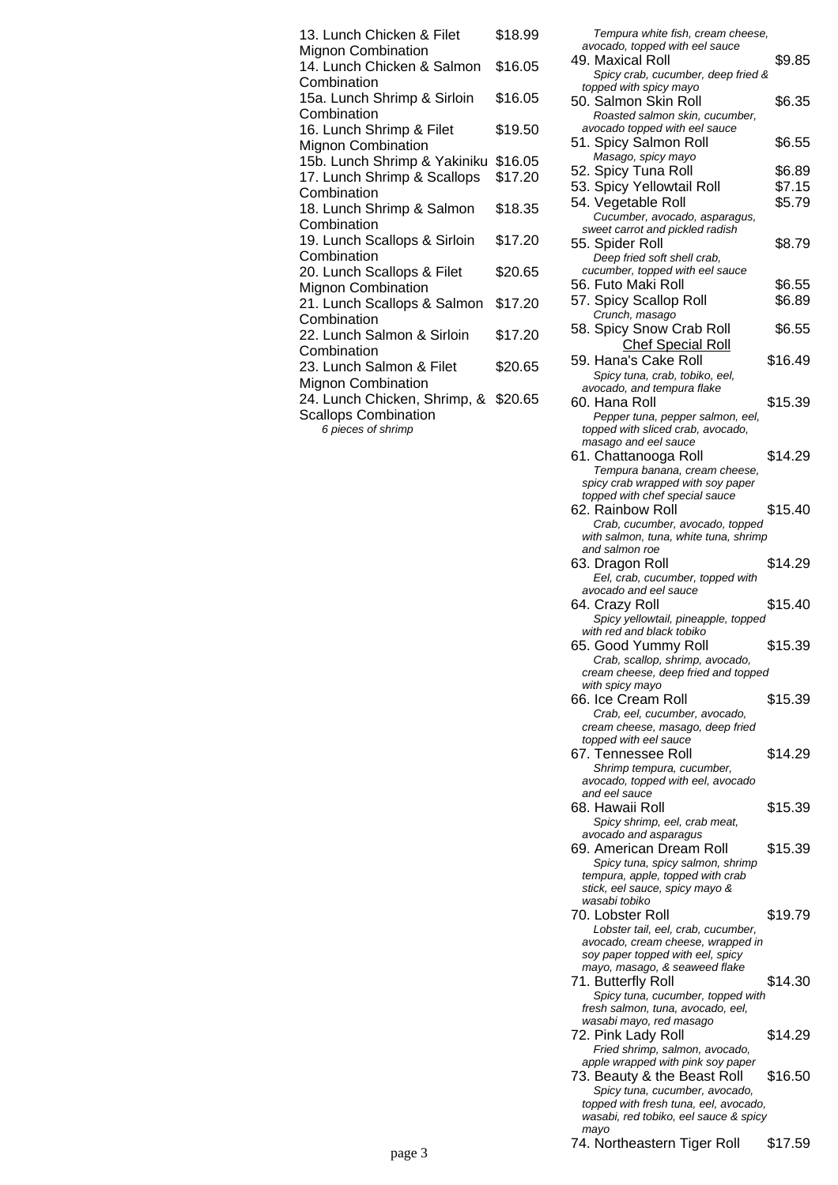13. Lunch Chicken & Filet Mignon Combination $18.99

14. Lunch Chicken & Salmon Combination $16.05

15a. Lunch Shrimp & Sirloin Combination $16.05

16. Lunch Shrimp & Filet Mignon Combination $19.50

15b. Lunch Shrimp & Yakiniku $16.05

17. Lunch Shrimp & Scallops Combination $17.20

18. Lunch Shrimp & Salmon Combination $18.35

19. Lunch Scallops & Sirloin Combination $17.20

20. Lunch Scallops & Filet Mignon Combination $20.65

21. Lunch Scallops & Salmon Combination $17.20

22. Lunch Salmon & Sirloin Combination $17.20

23. Lunch Salmon & Filet Mignon Combination $20.65

24. Lunch Chicken, Shrimp, & Scallops Combination $20.65
*6 pieces of shrimp*

*Tempura white fish, cream cheese, avocado, topped with eel sauce*

49. Maxical Roll $9.85
*Spicy crab, cucumber, deep fried & topped with spicy mayo*

50. Salmon Skin Roll $6.35
*Roasted salmon skin, cucumber, avocado topped with eel sauce*

51. Spicy Salmon Roll $6.55
*Masago, spicy mayo*

52. Spicy Tuna Roll $6.89

53. Spicy Yellowtail Roll $7.15

54. Vegetable Roll $5.79
*Cucumber, avocado, asparagus, sweet carrot and pickled radish*

55. Spider Roll $8.79
*Deep fried soft shell crab, cucumber, topped with eel sauce*

56. Futo Maki Roll $6.55

57. Spicy Scallop Roll $6.89
*Crunch, masago*

58. Spicy Snow Crab Roll $6.55

## Chef Special Roll

59. Hana's Cake Roll $16.49
*Spicy tuna, crab, tobiko, eel, avocado, and tempura flake*

60. Hana Roll $15.39
*Pepper tuna, pepper salmon, eel, topped with sliced crab, avocado, masago and eel sauce*

61. Chattanooga Roll $14.29
*Tempura banana, cream cheese, spicy crab wrapped with soy paper topped with chef special sauce*

62. Rainbow Roll $15.40
*Crab, cucumber, avocado, topped with salmon, tuna, white tuna, shrimp and salmon roe*

63. Dragon Roll $14.29
*Eel, crab, cucumber, topped with avocado and eel sauce*

64. Crazy Roll $15.40
*Spicy yellowtail, pineapple, topped with red and black tobiko*

65. Good Yummy Roll $15.39
*Crab, scallop, shrimp, avocado, cream cheese, deep fried and topped with spicy mayo*

66. Ice Cream Roll $15.39
*Crab, eel, cucumber, avocado, cream cheese, masago, deep fried topped with eel sauce*

67. Tennessee Roll $14.29
*Shrimp tempura, cucumber, avocado, topped with eel, avocado and eel sauce*

68. Hawaii Roll $15.39
*Spicy shrimp, eel, crab meat, avocado and asparagus*

69. American Dream Roll $15.39
*Spicy tuna, spicy salmon, shrimp tempura, apple, topped with crab stick, eel sauce, spicy mayo & wasabi tobiko*

70. Lobster Roll $19.79
*Lobster tail, eel, crab, cucumber, avocado, cream cheese, wrapped in soy paper topped with eel, spicy mayo, masago, & seaweed flake*

71. Butterfly Roll $14.30
*Spicy tuna, cucumber, topped with fresh salmon, tuna, avocado, eel, wasabi mayo, red masago*

72. Pink Lady Roll $14.29
*Fried shrimp, salmon, avocado, apple wrapped with pink soy paper*

73. Beauty & the Beast Roll $16.50
*Spicy tuna, cucumber, avocado, topped with fresh tuna, eel, avocado, wasabi, red tobiko, eel sauce & spicy mayo*

74. Northeastern Tiger Roll $17.59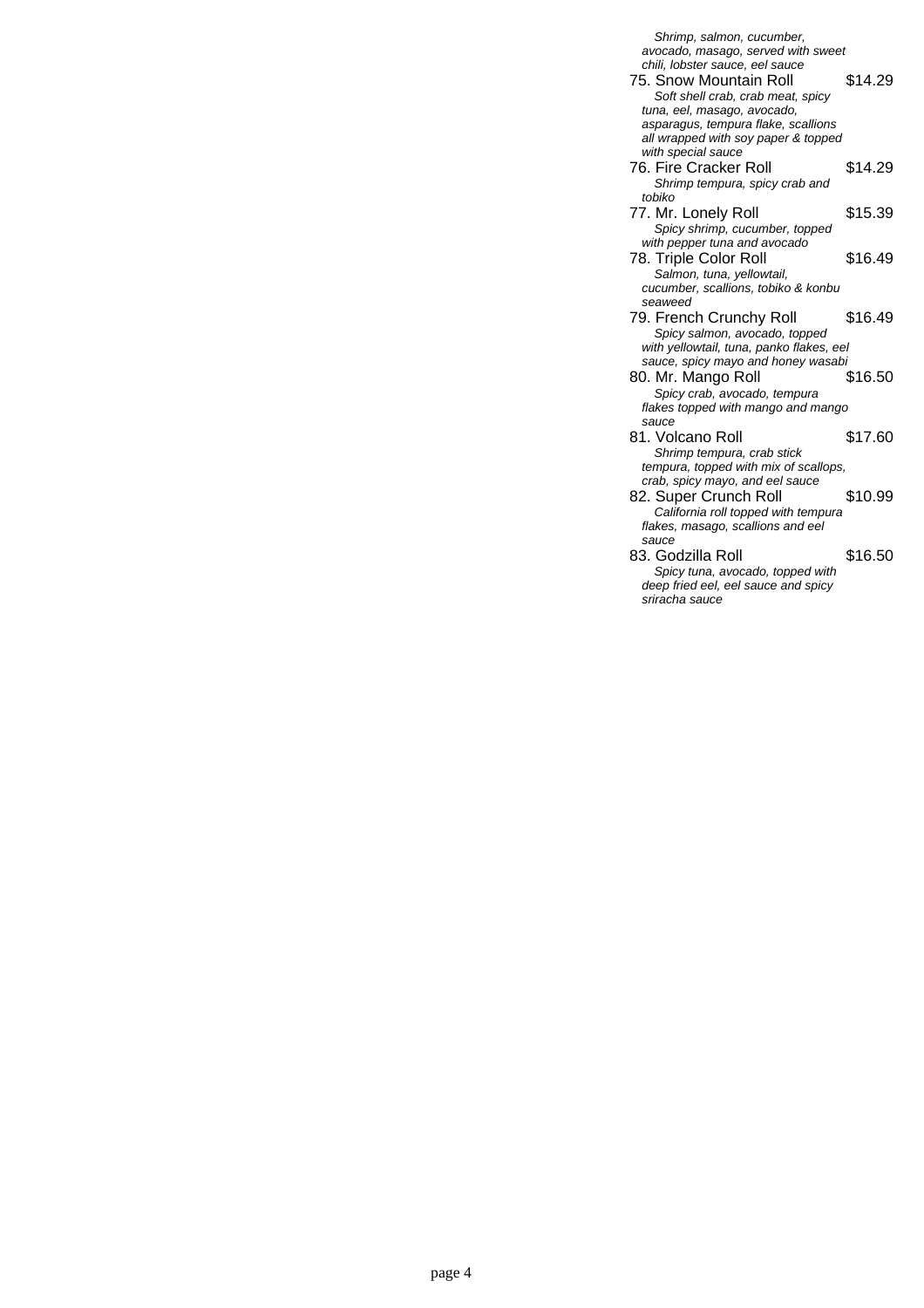*Shrimp, salmon, cucumber, avocado, masago, served with sweet chili, lobster sauce, eel sauce*

75. Snow Mountain Roll $14.29
*Soft shell crab, crab meat, spicy tuna, eel, masago, avocado, asparagus, tempura flake, scallions all wrapped with soy paper & topped with special sauce*

76. Fire Cracker Roll $14.29
*Shrimp tempura, spicy crab and tobiko*

77. Mr. Lonely Roll $15.39
*Spicy shrimp, cucumber, topped with pepper tuna and avocado*

78. Triple Color Roll $16.49
*Salmon, tuna, yellowtail, cucumber, scallions, tobiko & konbu seaweed*

79. French Crunchy Roll $16.49
*Spicy salmon, avocado, topped with yellowtail, tuna, panko flakes, eel sauce, spicy mayo and honey wasabi*

80. Mr. Mango Roll $16.50
*Spicy crab, avocado, tempura flakes topped with mango and mango sauce*

81. Volcano Roll $17.60
*Shrimp tempura, crab stick tempura, topped with mix of scallops, crab, spicy mayo, and eel sauce*

82. Super Crunch Roll $10.99
*California roll topped with tempura flakes, masago, scallions and eel sauce*

83. Godzilla Roll $16.50
*Spicy tuna, avocado, topped with deep fried eel, eel sauce and spicy sriracha sauce*